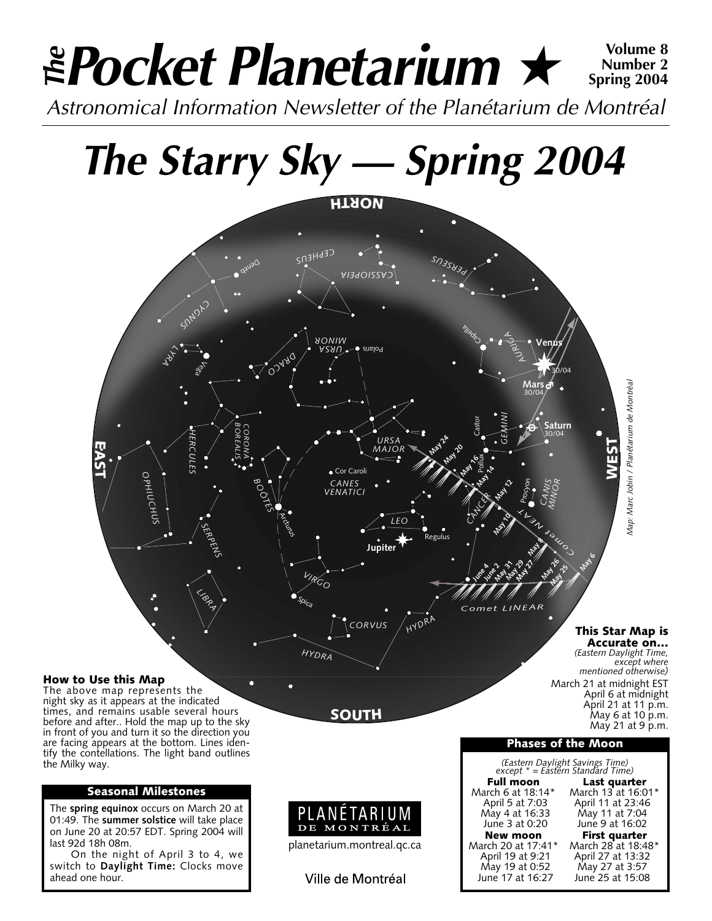# The Pocket Planetarium ★

**Volume 8 Number 2 Spring 2004**

*Astronomical Information Newsletter of the Planétarium de Montréal*

# The Starry Sky — Spring 2004

*Map: Marc Jobin / Planétarium de Montréal*

### This Star Map is Accurate on...

*(Eastern Daylight Time, except where mentioned otherwise)*

March 21 at midnight EST
April 6 at midnight
April 21 at 11 p.m.
May 6 at 10 p.m.
May 21 at 9 p.m.

### How to Use this Map

The above map represents the night sky as it appears at the indicated times, and remains usable several hours before and after.. Hold the map up to the sky in front of you and turn it so the direction you are facing appears at the bottom. Lines identify the contellations. The light band outlines the Milky way.

### Seasonal Milestones

The **spring equinox** occurs on March 20 at 01:49. The **summer solstice** will take place on June 20 at 20:57 EDT. Spring 2004 will last 92d 18h 08m.

On the night of April 3 to 4, we switch to **Daylight Time:** Clocks move ahead one hour.

PLANÉTARIUM DE MONTRÉAL

planetarium.montreal.qc.ca

Ville de Montréal

### Phases of the Moon

*(Eastern Daylight Savings Time) except * = Eastern Standard Time)*

| Full moon | Last quarter |
|---|---|
| March 6 at 18:14* | March 13 at 16:01* |
| April 5 at 7:03 | April 11 at 23:46 |
| May 4 at 16:33 | May 11 at 7:04 |
| June 3 at 0:20 | June 9 at 16:02 |
| **New moon** | **First quarter** |
| March 20 at 17:41* | March 28 at 18:48* |
| April 19 at 9:21 | April 27 at 13:32 |
| May 19 at 0:52 | May 27 at 3:57 |
| June 17 at 16:27 | June 25 at 15:08 |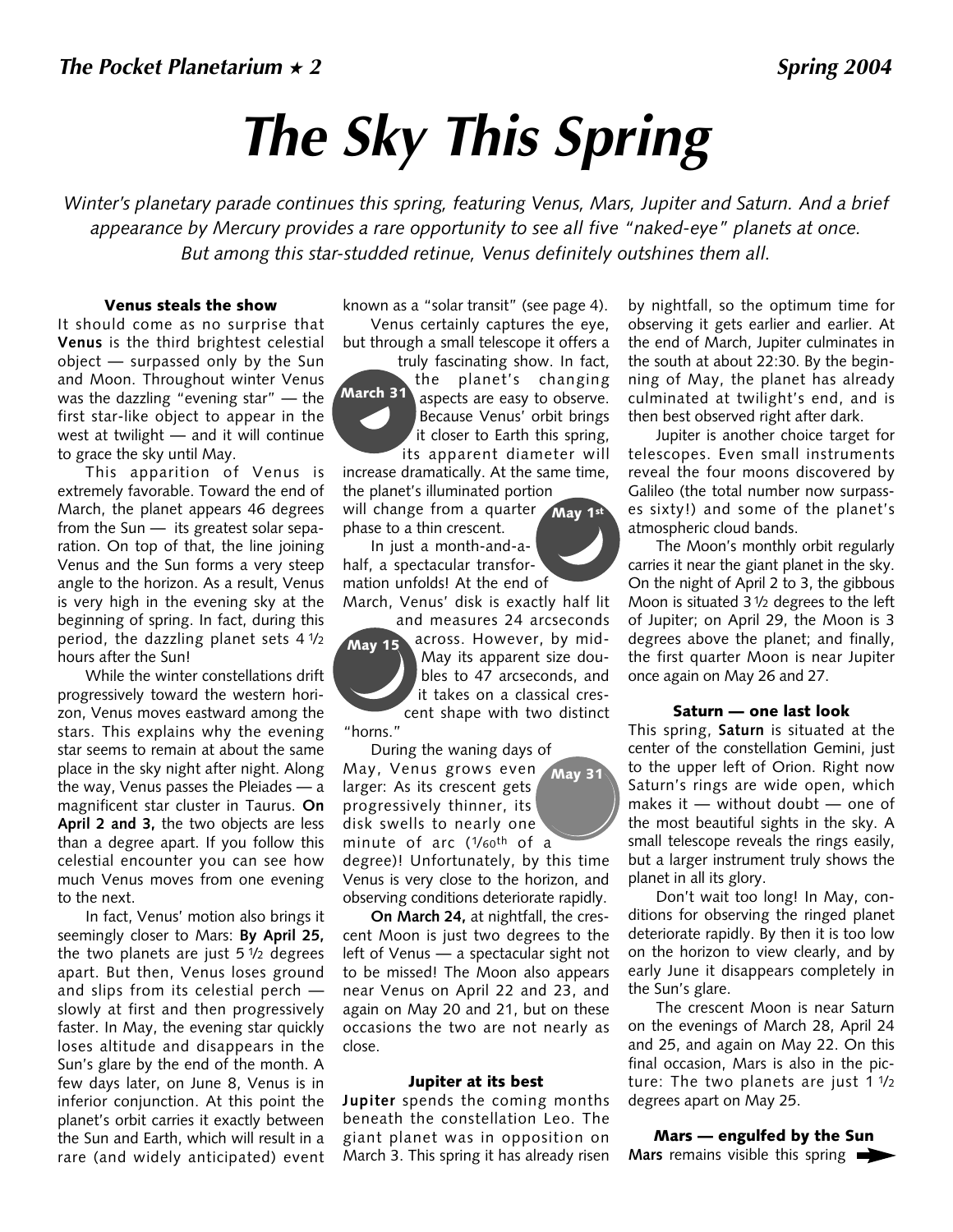# The Sky This Spring

*Winter's planetary parade continues this spring, featuring Venus, Mars, Jupiter and Saturn. And a brief appearance by Mercury provides a rare opportunity to see all five "naked-eye" planets at once. But among this star-studded retinue, Venus definitely outshines them all.*

### Venus steals the show

It should come as no surprise that **Venus** is the third brightest celestial object — surpassed only by the Sun and Moon. Throughout winter Venus was the dazzling "evening star" — the first star-like object to appear in the west at twilight — and it will continue to grace the sky until May.

This apparition of Venus is extremely favorable. Toward the end of March, the planet appears 46 degrees from the Sun — its greatest solar separation. On top of that, the line joining Venus and the Sun forms a very steep angle to the horizon. As a result, Venus is very high in the evening sky at the beginning of spring. In fact, during this period, the dazzling planet sets 4 ½ hours after the Sun!

While the winter constellations drift progressively toward the western horizon, Venus moves eastward among the stars. This explains why the evening star seems to remain at about the same place in the sky night after night. Along the way, Venus passes the Pleiades — a magnificent star cluster in Taurus. **On April 2 and 3,** the two objects are less than a degree apart. If you follow this celestial encounter you can see how much Venus moves from one evening to the next.

In fact, Venus' motion also brings it seemingly closer to Mars: **By April 25,** the two planets are just 5 ½ degrees apart. But then, Venus loses ground and slips from its celestial perch — slowly at first and then progressively faster. In May, the evening star quickly loses altitude and disappears in the Sun's glare by the end of the month. A few days later, on June 8, Venus is in inferior conjunction. At this point the planet's orbit carries it exactly between the Sun and Earth, which will result in a rare (and widely anticipated) event known as a "solar transit" (see page 4).

Venus certainly captures the eye, but through a small telescope it offers a truly fascinating show. In fact, the planet's changing aspects are easy to observe. Because Venus' orbit brings it closer to Earth this spring, its apparent diameter will increase dramatically. At the same time, the planet's illuminated portion will change from a quarter phase to a thin crescent.

March 31

May 1st

In just a month-and-a-half, a spectacular transformation unfolds! At the end of March, Venus' disk is exactly half lit and measures 24 arcseconds across. However, by mid-May its apparent size doubles to 47 arcseconds, and it takes on a classical crescent shape with two distinct "horns."

May 15

During the waning days of May, Venus grows even larger: As its crescent gets progressively thinner, its disk swells to nearly one minute of arc (1/60th of a degree)! Unfortunately, by this time Venus is very close to the horizon, and observing conditions deteriorate rapidly.

May 31

**On March 24,** at nightfall, the crescent Moon is just two degrees to the left of Venus — a spectacular sight not to be missed! The Moon also appears near Venus on April 22 and 23, and again on May 20 and 21, but on these occasions the two are not nearly as close.

### Jupiter at its best

**Jupiter** spends the coming months beneath the constellation Leo. The giant planet was in opposition on March 3. This spring it has already risen by nightfall, so the optimum time for observing it gets earlier and earlier. At the end of March, Jupiter culminates in the south at about 22:30. By the beginning of May, the planet has already culminated at twilight's end, and is then best observed right after dark.

Jupiter is another choice target for telescopes. Even small instruments reveal the four moons discovered by Galileo (the total number now surpasses sixty!) and some of the planet's atmospheric cloud bands.

The Moon's monthly orbit regularly carries it near the giant planet in the sky. On the night of April 2 to 3, the gibbous Moon is situated 3 ½ degrees to the left of Jupiter; on April 29, the Moon is 3 degrees above the planet; and finally, the first quarter Moon is near Jupiter once again on May 26 and 27.

### Saturn — one last look

This spring, **Saturn** is situated at the center of the constellation Gemini, just to the upper left of Orion. Right now Saturn's rings are wide open, which makes it — without doubt — one of the most beautiful sights in the sky. A small telescope reveals the rings easily, but a larger instrument truly shows the planet in all its glory.

Don't wait too long! In May, conditions for observing the ringed planet deteriorate rapidly. By then it is too low on the horizon to view clearly, and by early June it disappears completely in the Sun's glare.

The crescent Moon is near Saturn on the evenings of March 28, April 24 and 25, and again on May 22. On this final occasion, Mars is also in the picture: The two planets are just 1 ½ degrees apart on May 25.

### Mars — engulfed by the Sun

**Mars** remains visible this spring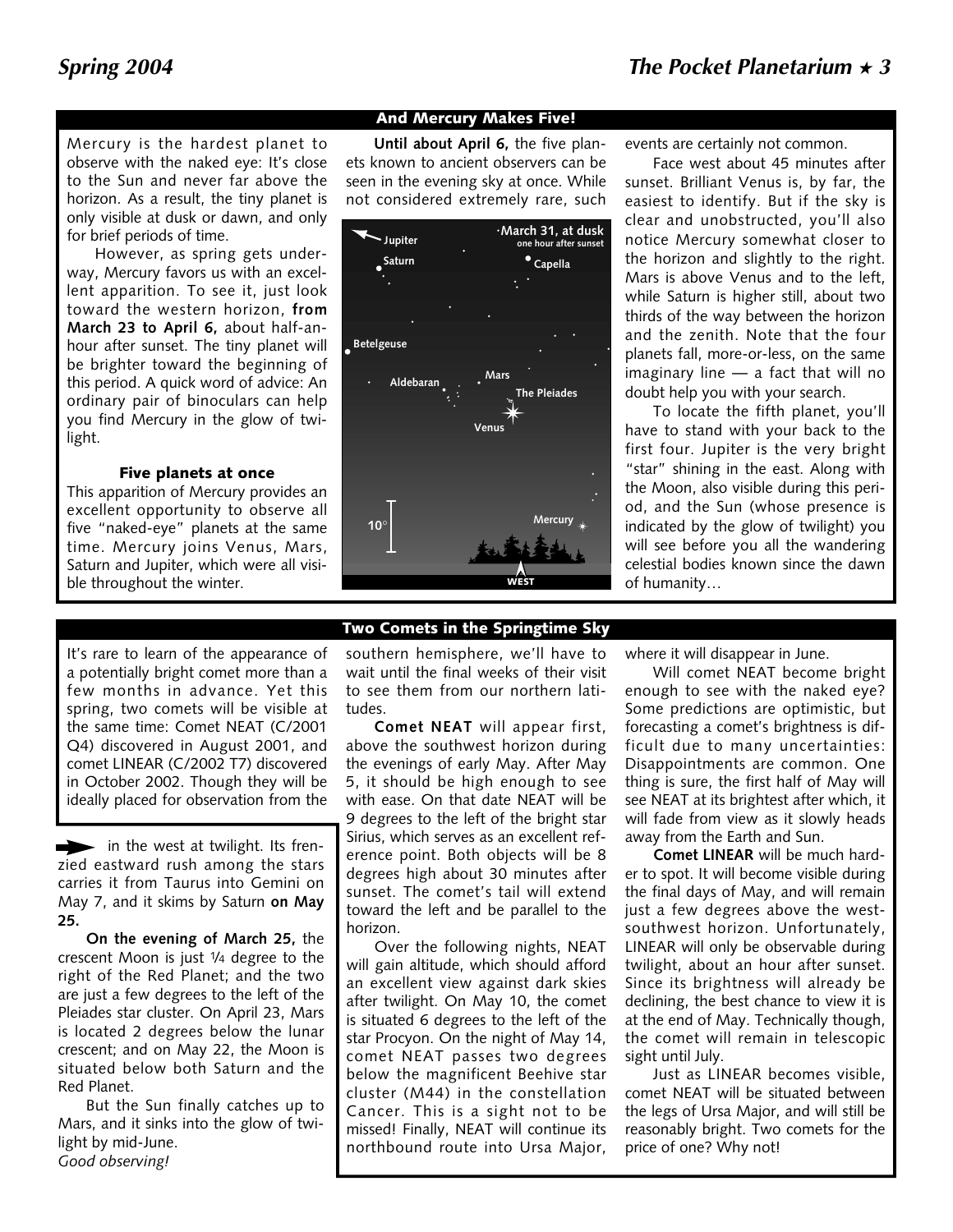## And Mercury Makes Five!

Mercury is the hardest planet to observe with the naked eye: It's close to the Sun and never far above the horizon. As a result, the tiny planet is only visible at dusk or dawn, and only for brief periods of time.

However, as spring gets underway, Mercury favors us with an excellent apparition. To see it, just look toward the western horizon, **from March 23 to April 6,** about half-an-hour after sunset. The tiny planet will be brighter toward the beginning of this period. A quick word of advice: An ordinary pair of binoculars can help you find Mercury in the glow of twilight.

### Five planets at once

This apparition of Mercury provides an excellent opportunity to observe all five "naked-eye" planets at the same time. Mercury joins Venus, Mars, Saturn and Jupiter, which were all visible throughout the winter.

**Until about April 6,** the five planets known to ancient observers can be seen in the evening sky at once. While not considered extremely rare, such events are certainly not common.

Face west about 45 minutes after sunset. Brilliant Venus is, by far, the easiest to identify. But if the sky is clear and unobstructed, you'll also notice Mercury somewhat closer to the horizon and slightly to the right. Mars is above Venus and to the left, while Saturn is higher still, about two thirds of the way between the horizon and the zenith. Note that the four planets fall, more-or-less, on the same imaginary line — a fact that will no doubt help you with your search.

To locate the fifth planet, you'll have to stand with your back to the first four. Jupiter is the very bright "star" shining in the east. Along with the Moon, also visible during this period, and the Sun (whose presence is indicated by the glow of twilight) you will see before you all the wandering celestial bodies known since the dawn of humanity…

March 31, at dusk — one hour after sunset. Jupiter, Saturn, Capella, Betelgeuse, Aldebaran, Mars, The Pleiades, Venus, Mercury, 10°, WEST

## Two Comets in the Springtime Sky

It's rare to learn of the appearance of a potentially bright comet more than a few months in advance. Yet this spring, two comets will be visible at the same time: Comet NEAT (C/2001 Q4) discovered in August 2001, and comet LINEAR (C/2002 T7) discovered in October 2002. Though they will be ideally placed for observation from the southern hemisphere, we'll have to wait until the final weeks of their visit to see them from our northern latitudes.

**Comet NEAT** will appear first, above the southwest horizon during the evenings of early May. After May 5, it should be high enough to see with ease. On that date NEAT will be 9 degrees to the left of the bright star Sirius, which serves as an excellent reference point. Both objects will be 8 degrees high about 30 minutes after sunset. The comet's tail will extend toward the left and be parallel to the horizon.

Over the following nights, NEAT will gain altitude, which should afford an excellent view against dark skies after twilight. On May 10, the comet is situated 6 degrees to the left of the star Procyon. On the night of May 14, comet NEAT passes two degrees below the magnificent Beehive star cluster (M44) in the constellation Cancer. This is a sight not to be missed! Finally, NEAT will continue its northbound route into Ursa Major, where it will disappear in June.

Will comet NEAT become bright enough to see with the naked eye? Some predictions are optimistic, but forecasting a comet's brightness is difficult due to many uncertainties: Disappointments are common. One thing is sure, the first half of May will see NEAT at its brightest after which, it will fade from view as it slowly heads away from the Earth and Sun.

**Comet LINEAR** will be much harder to spot. It will become visible during the final days of May, and will remain just a few degrees above the west-southwest horizon. Unfortunately, LINEAR will only be observable during twilight, about an hour after sunset. Since its brightness will already be declining, the best chance to view it is at the end of May. Technically though, the comet will remain in telescopic sight until July.

Just as LINEAR becomes visible, comet NEAT will be situated between the legs of Ursa Major, and will still be reasonably bright. Two comets for the price of one? Why not!

---

➡ in the west at twilight. Its frenzied eastward rush among the stars carries it from Taurus into Gemini on May 7, and it skims by Saturn **on May 25.**

**On the evening of March 25,** the crescent Moon is just ¼ degree to the right of the Red Planet; and the two are just a few degrees to the left of the Pleiades star cluster. On April 23, Mars is located 2 degrees below the lunar crescent; and on May 22, the Moon is situated below both Saturn and the Red Planet.

But the Sun finally catches up to Mars, and it sinks into the glow of twilight by mid-June.

*Good observing!*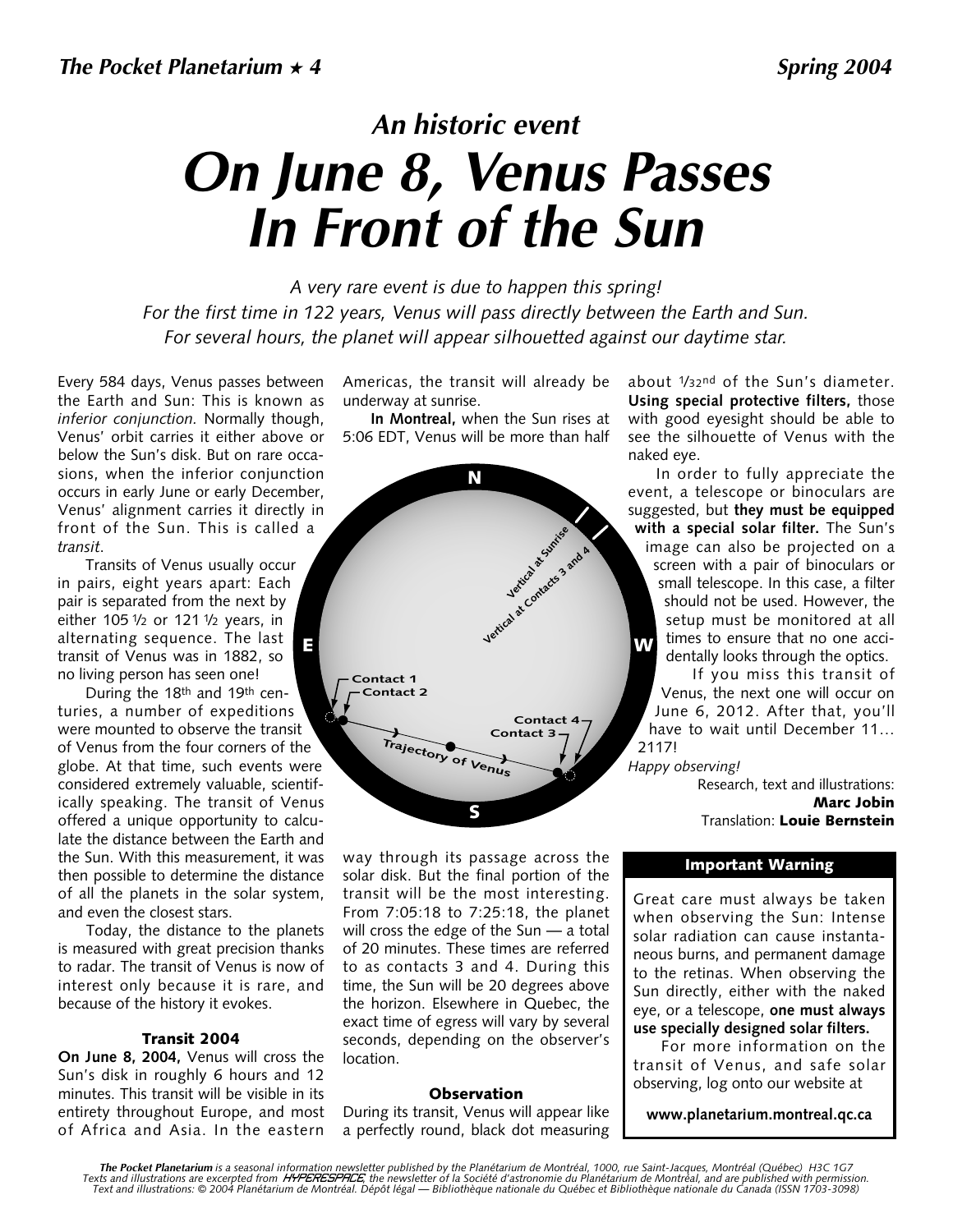## An historic event

# On June 8, Venus Passes In Front of the Sun

*A very rare event is due to happen this spring!*
*For the first time in 122 years, Venus will pass directly between the Earth and Sun.*
*For several hours, the planet will appear silhouetted against our daytime star.*

Every 584 days, Venus passes between the Earth and Sun: This is known as *inferior conjunction.* Normally though, Venus' orbit carries it either above or below the Sun's disk. But on rare occasions, when the inferior conjunction occurs in early June or early December, Venus' alignment carries it directly in front of the Sun. This is called a *transit*.

Transits of Venus usually occur in pairs, eight years apart: Each pair is separated from the next by either 105 ½ or 121 ½ years, in alternating sequence. The last transit of Venus was in 1882, so no living person has seen one!

During the 18th and 19th centuries, a number of expeditions were mounted to observe the transit of Venus from the four corners of the globe. At that time, such events were considered extremely valuable, scientifically speaking. The transit of Venus offered a unique opportunity to calculate the distance between the Earth and the Sun. With this measurement, it was then possible to determine the distance of all the planets in the solar system, and even the closest stars.

Today, the distance to the planets is measured with great precision thanks to radar. The transit of Venus is now of interest only because it is rare, and because of the history it evokes.

### Transit 2004

**On June 8, 2004,** Venus will cross the Sun's disk in roughly 6 hours and 12 minutes. This transit will be visible in its entirety throughout Europe, and most of Africa and Asia. In the eastern Americas, the transit will already be underway at sunrise.

**In Montreal,** when the Sun rises at 5:06 EDT, Venus will be more than half way through its passage across the solar disk. But the final portion of the transit will be the most interesting. From 7:05:18 to 7:25:18, the planet will cross the edge of the Sun — a total of 20 minutes. These times are referred to as contacts 3 and 4. During this time, the Sun will be 20 degrees above the horizon. Elsewhere in Quebec, the exact time of egress will vary by several seconds, depending on the observer's location.

N
E
W
S
Vertical at Sunrise
Vertical at Contacts 3 and 4
Contact 1
Contact 2
Contact 3
Contact 4
Trajectory of Venus

### Observation

During its transit, Venus will appear like a perfectly round, black dot measuring about 1/32nd of the Sun's diameter. **Using special protective filters,** those with good eyesight should be able to see the silhouette of Venus with the naked eye.

In order to fully appreciate the event, a telescope or binoculars are suggested, but **they must be equipped with a special solar filter.** The Sun's image can also be projected on a screen with a pair of binoculars or small telescope. In this case, a filter should not be used. However, the setup must be monitored at all times to ensure that no one accidentally looks through the optics.

If you miss this transit of Venus, the next one will occur on June 6, 2012. After that, you'll have to wait until December 11… 2117!

*Happy observing!*

Research, text and illustrations: **Marc Jobin**
Translation: **Louie Bernstein**

### Important Warning

Great care must always be taken when observing the Sun: Intense solar radiation can cause instantaneous burns, and permanent damage to the retinas. When observing the Sun directly, either with the naked eye, or a telescope, **one must always use specially designed solar filters.**

For more information on the transit of Venus, and safe solar observing, log onto our website at

**www.planetarium.montreal.qc.ca**

*The Pocket Planetarium is a seasonal information newsletter published by the Planétarium de Montréal, 1000, rue Saint-Jacques, Montréal (Québec) H3C 1G7. Texts and illustrations are excerpted from HYPERESPACE, the newsletter of la Société d'astronomie du Planétarium de Montréal, and are published with permission. Text and illustrations: © 2004 Planétarium de Montréal. Dépôt légal — Bibliothèque nationale du Québec et Bibliothèque nationale du Canada (ISSN 1703-3098)*